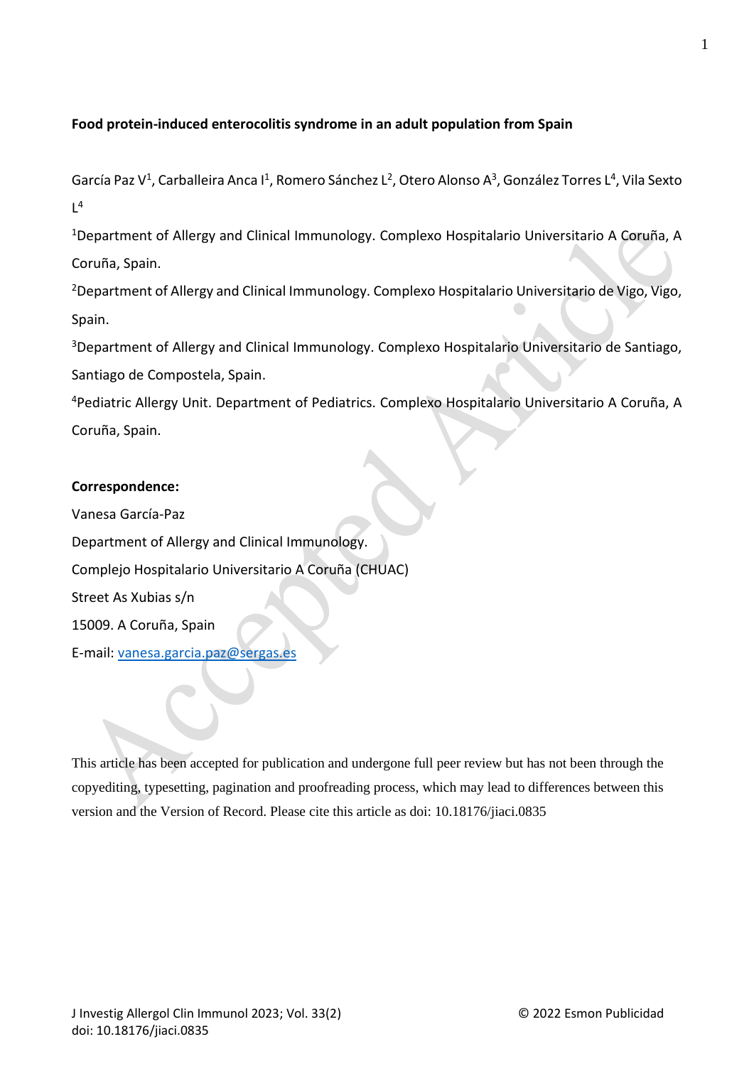**Food protein-induced enterocolitis syndrome in an adult population from Spain**

García Paz V[1], Carballeira Anca I[1], Romero Sánchez L[2], Otero Alonso A[3], González Torres L[4], Vila Sexto L[4]

[1]Department of Allergy and Clinical Immunology. Complexo Hospitalario Universitario A Coruña, A Coruña, Spain.

[2]Department of Allergy and Clinical Immunology. Complexo Hospitalario Universitario de Vigo, Vigo, Spain.

[3]Department of Allergy and Clinical Immunology. Complexo Hospitalario Universitario de Santiago, Santiago de Compostela, Spain.

[4]Pediatric Allergy Unit. Department of Pediatrics. Complexo Hospitalario Universitario A Coruña, A Coruña, Spain.

**Correspondence:**

Vanesa García-Paz

Department of Allergy and Clinical Immunology.

Complejo Hospitalario Universitario A Coruña (CHUAC)

Street As Xubias s/n

15009. A Coruña, Spain

E-mail: vanesa.garcia.paz@sergas.es

This article has been accepted for publication and undergone full peer review but has not been through the copyediting, typesetting, pagination and proofreading process, which may lead to differences between this version and the Version of Record. Please cite this article as doi: 10.18176/jiaci.0835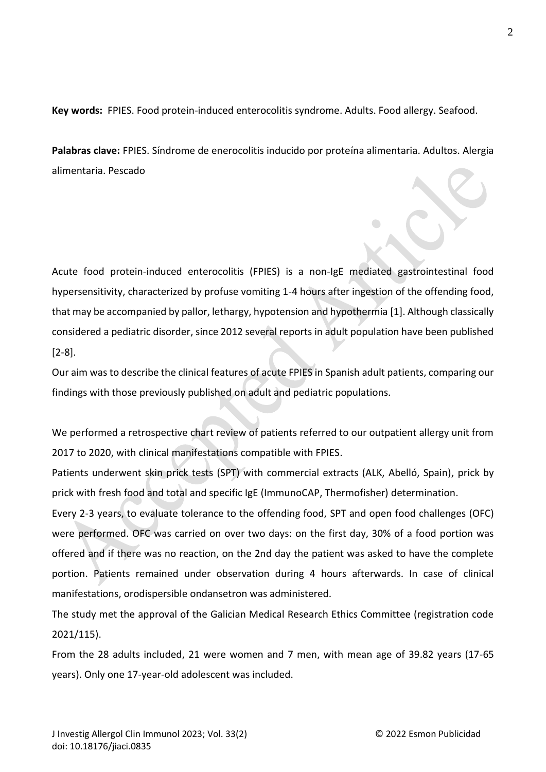**Key words:** FPIES. Food protein-induced enterocolitis syndrome. Adults. Food allergy. Seafood.

**Palabras clave:** FPIES. Síndrome de enerocolitis inducido por proteína alimentaria. Adultos. Alergia alimentaria. Pescado

Acute food protein-induced enterocolitis (FPIES) is a non-IgE mediated gastrointestinal food hypersensitivity, characterized by profuse vomiting 1-4 hours after ingestion of the offending food, that may be accompanied by pallor, lethargy, hypotension and hypothermia [1]. Although classically considered a pediatric disorder, since 2012 several reports in adult population have been published [2-8].

Our aim was to describe the clinical features of acute FPIES in Spanish adult patients, comparing our findings with those previously published on adult and pediatric populations.

We performed a retrospective chart review of patients referred to our outpatient allergy unit from 2017 to 2020, with clinical manifestations compatible with FPIES.

Patients underwent skin prick tests (SPT) with commercial extracts (ALK, Abelló, Spain), prick by prick with fresh food and total and specific IgE (ImmunoCAP, Thermofisher) determination.

Every 2-3 years, to evaluate tolerance to the offending food, SPT and open food challenges (OFC) were performed. OFC was carried on over two days: on the first day, 30% of a food portion was offered and if there was no reaction, on the 2nd day the patient was asked to have the complete portion. Patients remained under observation during 4 hours afterwards. In case of clinical manifestations, orodispersible ondansetron was administered.

The study met the approval of the Galician Medical Research Ethics Committee (registration code 2021/115).

From the 28 adults included, 21 were women and 7 men, with mean age of 39.82 years (17-65 years). Only one 17-year-old adolescent was included.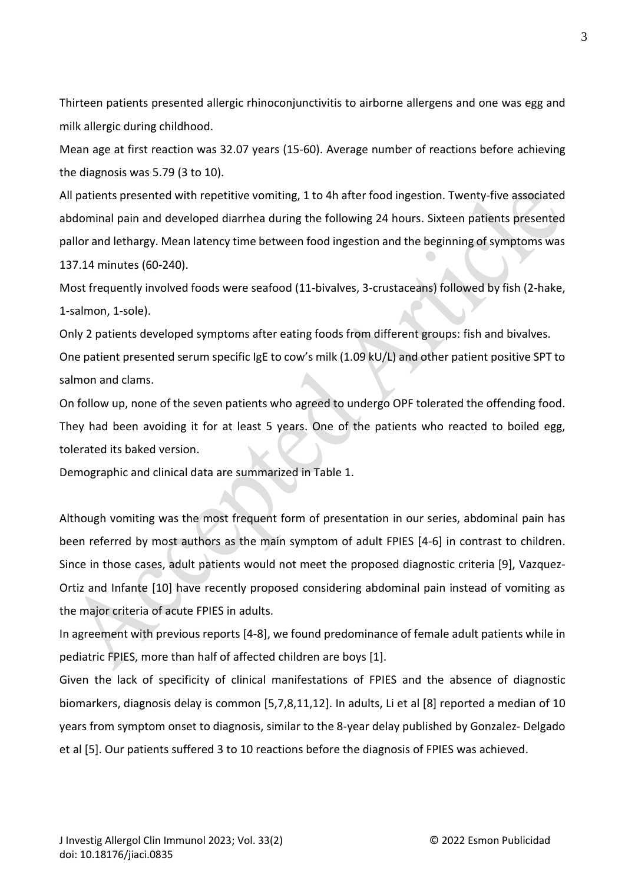Thirteen patients presented allergic rhinoconjunctivitis to airborne allergens and one was egg and milk allergic during childhood.

Mean age at first reaction was 32.07 years (15-60). Average number of reactions before achieving the diagnosis was 5.79 (3 to 10).

All patients presented with repetitive vomiting, 1 to 4h after food ingestion. Twenty-five associated abdominal pain and developed diarrhea during the following 24 hours. Sixteen patients presented pallor and lethargy. Mean latency time between food ingestion and the beginning of symptoms was 137.14 minutes (60-240).

Most frequently involved foods were seafood (11-bivalves, 3-crustaceans) followed by fish (2-hake, 1-salmon, 1-sole).

Only 2 patients developed symptoms after eating foods from different groups: fish and bivalves.

One patient presented serum specific IgE to cow's milk (1.09 kU/L) and other patient positive SPT to salmon and clams.

On follow up, none of the seven patients who agreed to undergo OPF tolerated the offending food. They had been avoiding it for at least 5 years. One of the patients who reacted to boiled egg, tolerated its baked version.

Demographic and clinical data are summarized in Table 1.

Although vomiting was the most frequent form of presentation in our series, abdominal pain has been referred by most authors as the main symptom of adult FPIES [4-6] in contrast to children. Since in those cases, adult patients would not meet the proposed diagnostic criteria [9], Vazquez-Ortiz and Infante [10] have recently proposed considering abdominal pain instead of vomiting as the major criteria of acute FPIES in adults.

In agreement with previous reports [4-8], we found predominance of female adult patients while in pediatric FPIES, more than half of affected children are boys [1].

Given the lack of specificity of clinical manifestations of FPIES and the absence of diagnostic biomarkers, diagnosis delay is common [5,7,8,11,12]. In adults, Li et al [8] reported a median of 10 years from symptom onset to diagnosis, similar to the 8-year delay published by Gonzalez- Delgado et al [5]. Our patients suffered 3 to 10 reactions before the diagnosis of FPIES was achieved.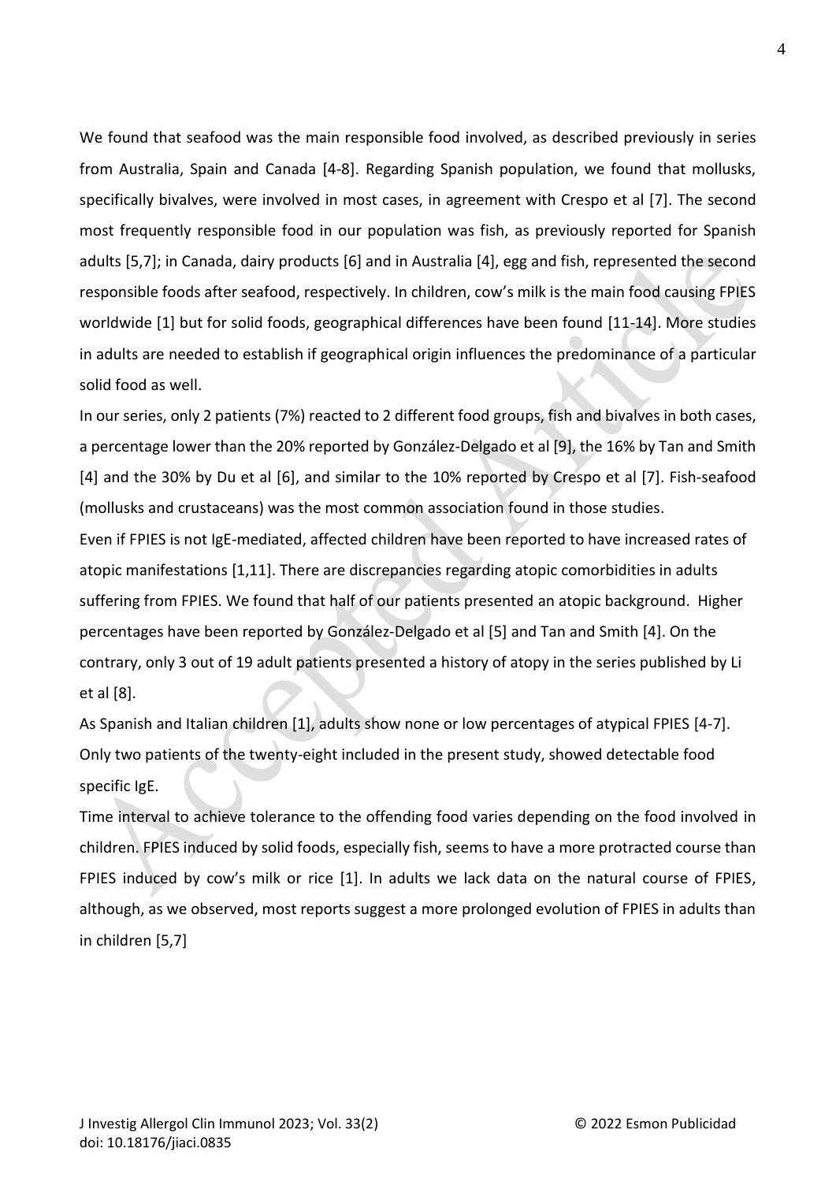We found that seafood was the main responsible food involved, as described previously in series from Australia, Spain and Canada [4-8]. Regarding Spanish population, we found that mollusks, specifically bivalves, were involved in most cases, in agreement with Crespo et al [7]. The second most frequently responsible food in our population was fish, as previously reported for Spanish adults [5,7]; in Canada, dairy products [6] and in Australia [4], egg and fish, represented the second responsible foods after seafood, respectively. In children, cow's milk is the main food causing FPIES worldwide [1] but for solid foods, geographical differences have been found [11-14]. More studies in adults are needed to establish if geographical origin influences the predominance of a particular solid food as well.

In our series, only 2 patients (7%) reacted to 2 different food groups, fish and bivalves in both cases, a percentage lower than the 20% reported by González-Delgado et al [9], the 16% by Tan and Smith [4] and the 30% by Du et al [6], and similar to the 10% reported by Crespo et al [7]. Fish-seafood (mollusks and crustaceans) was the most common association found in those studies.

Even if FPIES is not IgE-mediated, affected children have been reported to have increased rates of atopic manifestations [1,11]. There are discrepancies regarding atopic comorbidities in adults suffering from FPIES. We found that half of our patients presented an atopic background. Higher percentages have been reported by González-Delgado et al [5] and Tan and Smith [4]. On the contrary, only 3 out of 19 adult patients presented a history of atopy in the series published by Li et al [8].

As Spanish and Italian children [1], adults show none or low percentages of atypical FPIES [4-7]. Only two patients of the twenty-eight included in the present study, showed detectable food specific IgE.

Time interval to achieve tolerance to the offending food varies depending on the food involved in children. FPIES induced by solid foods, especially fish, seems to have a more protracted course than FPIES induced by cow's milk or rice [1]. In adults we lack data on the natural course of FPIES, although, as we observed, most reports suggest a more prolonged evolution of FPIES in adults than in children [5,7]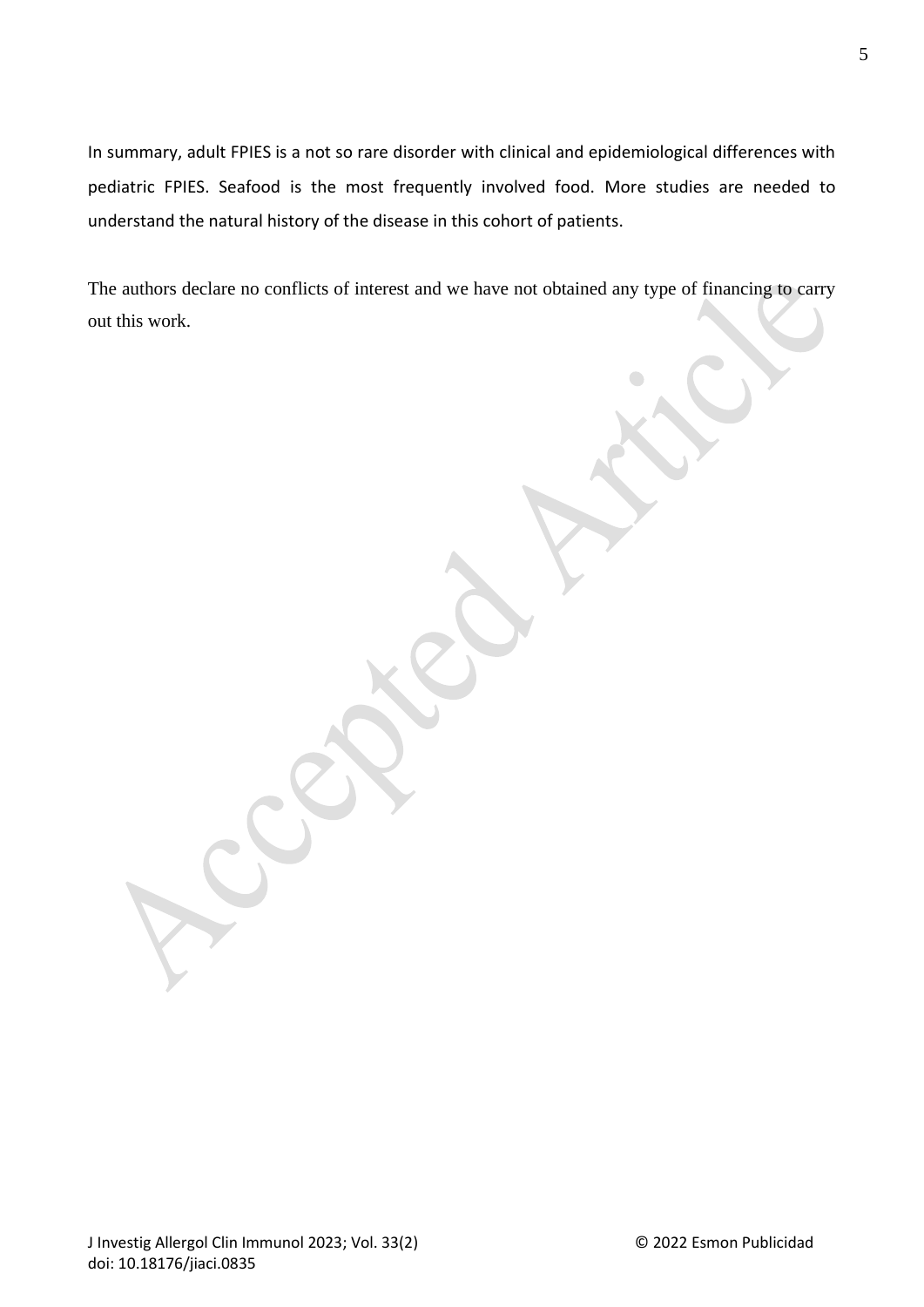In summary, adult FPIES is a not so rare disorder with clinical and epidemiological differences with pediatric FPIES. Seafood is the most frequently involved food. More studies are needed to understand the natural history of the disease in this cohort of patients.

The authors declare no conflicts of interest and we have not obtained any type of financing to carry out this work.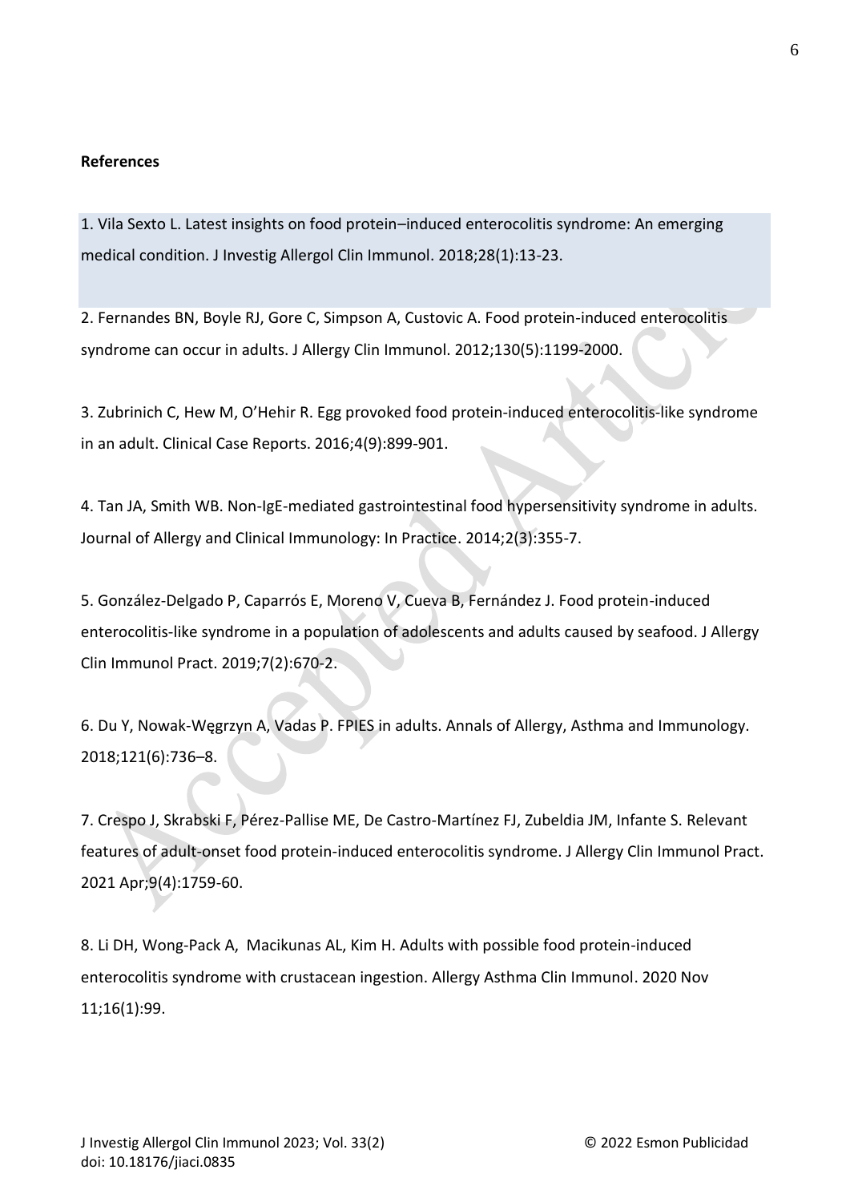**References**

1. Vila Sexto L. Latest insights on food protein–induced enterocolitis syndrome: An emerging medical condition. J Investig Allergol Clin Immunol. 2018;28(1):13-23.

2. Fernandes BN, Boyle RJ, Gore C, Simpson A, Custovic A. Food protein-induced enterocolitis syndrome can occur in adults. J Allergy Clin Immunol. 2012;130(5):1199-2000.

3. Zubrinich C, Hew M, O'Hehir R. Egg provoked food protein-induced enterocolitis-like syndrome in an adult. Clinical Case Reports. 2016;4(9):899-901.

4. Tan JA, Smith WB. Non-IgE-mediated gastrointestinal food hypersensitivity syndrome in adults. Journal of Allergy and Clinical Immunology: In Practice. 2014;2(3):355-7.

5. González-Delgado P, Caparrós E, Moreno V, Cueva B, Fernández J. Food protein-induced enterocolitis-like syndrome in a population of adolescents and adults caused by seafood. J Allergy Clin Immunol Pract. 2019;7(2):670-2.

6. Du Y, Nowak-Węgrzyn A, Vadas P. FPIES in adults. Annals of Allergy, Asthma and Immunology. 2018;121(6):736–8.

7. Crespo J, Skrabski F, Pérez-Pallise ME, De Castro-Martínez FJ, Zubeldia JM, Infante S. Relevant features of adult-onset food protein-induced enterocolitis syndrome. J Allergy Clin Immunol Pract. 2021 Apr;9(4):1759-60.

8. Li DH, Wong-Pack A, Macikunas AL, Kim H. Adults with possible food protein-induced enterocolitis syndrome with crustacean ingestion. Allergy Asthma Clin Immunol. 2020 Nov 11;16(1):99.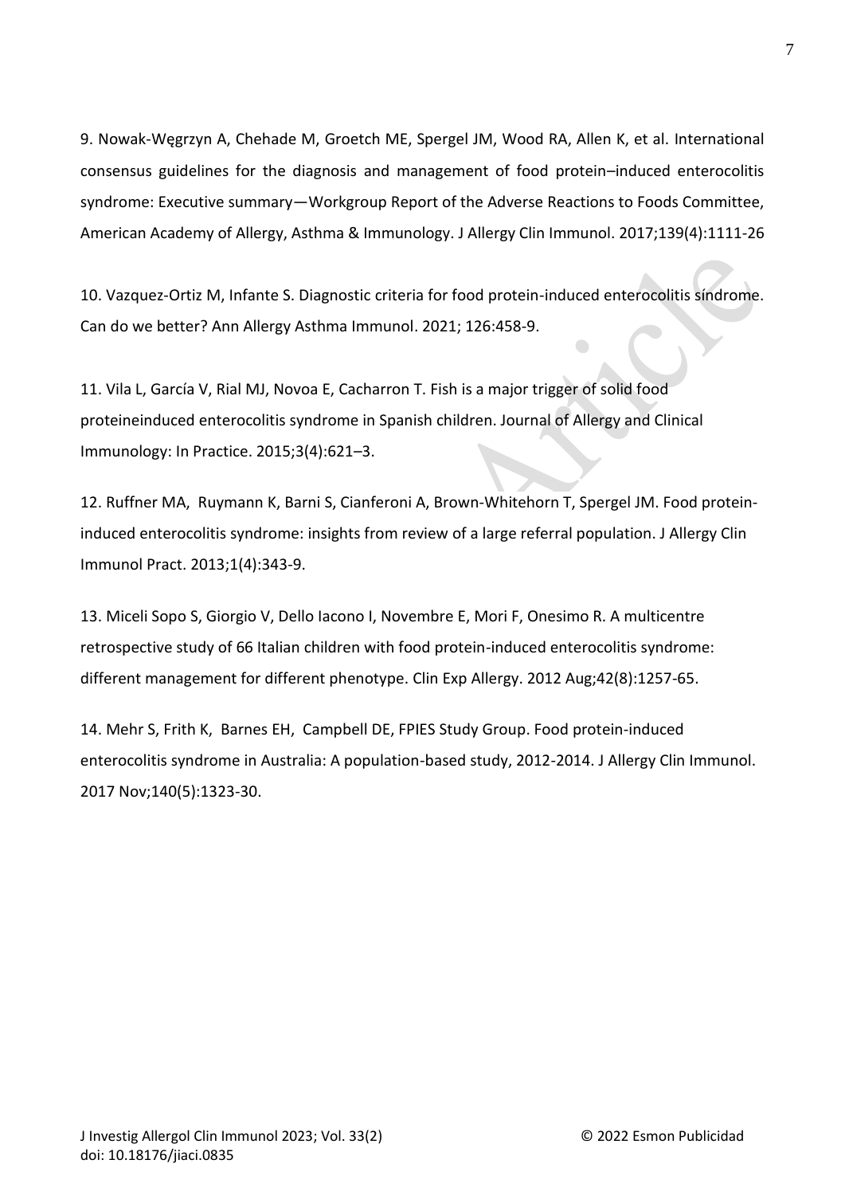9. Nowak-Węgrzyn A, Chehade M, Groetch ME, Spergel JM, Wood RA, Allen K, et al. International consensus guidelines for the diagnosis and management of food protein–induced enterocolitis syndrome: Executive summary—Workgroup Report of the Adverse Reactions to Foods Committee, American Academy of Allergy, Asthma & Immunology. J Allergy Clin Immunol. 2017;139(4):1111-26

10. Vazquez-Ortiz M, Infante S. Diagnostic criteria for food protein-induced enterocolitis síndrome. Can do we better? Ann Allergy Asthma Immunol. 2021; 126:458-9.

11. Vila L, García V, Rial MJ, Novoa E, Cacharron T. Fish is a major trigger of solid food proteineinduced enterocolitis syndrome in Spanish children. Journal of Allergy and Clinical Immunology: In Practice. 2015;3(4):621–3.

12. Ruffner MA, Ruymann K, Barni S, Cianferoni A, Brown-Whitehorn T, Spergel JM. Food protein-induced enterocolitis syndrome: insights from review of a large referral population. J Allergy Clin Immunol Pract. 2013;1(4):343-9.

13. Miceli Sopo S, Giorgio V, Dello Iacono I, Novembre E, Mori F, Onesimo R. A multicentre retrospective study of 66 Italian children with food protein-induced enterocolitis syndrome: different management for different phenotype. Clin Exp Allergy. 2012 Aug;42(8):1257-65.

14. Mehr S, Frith K, Barnes EH, Campbell DE, FPIES Study Group. Food protein-induced enterocolitis syndrome in Australia: A population-based study, 2012-2014. J Allergy Clin Immunol. 2017 Nov;140(5):1323-30.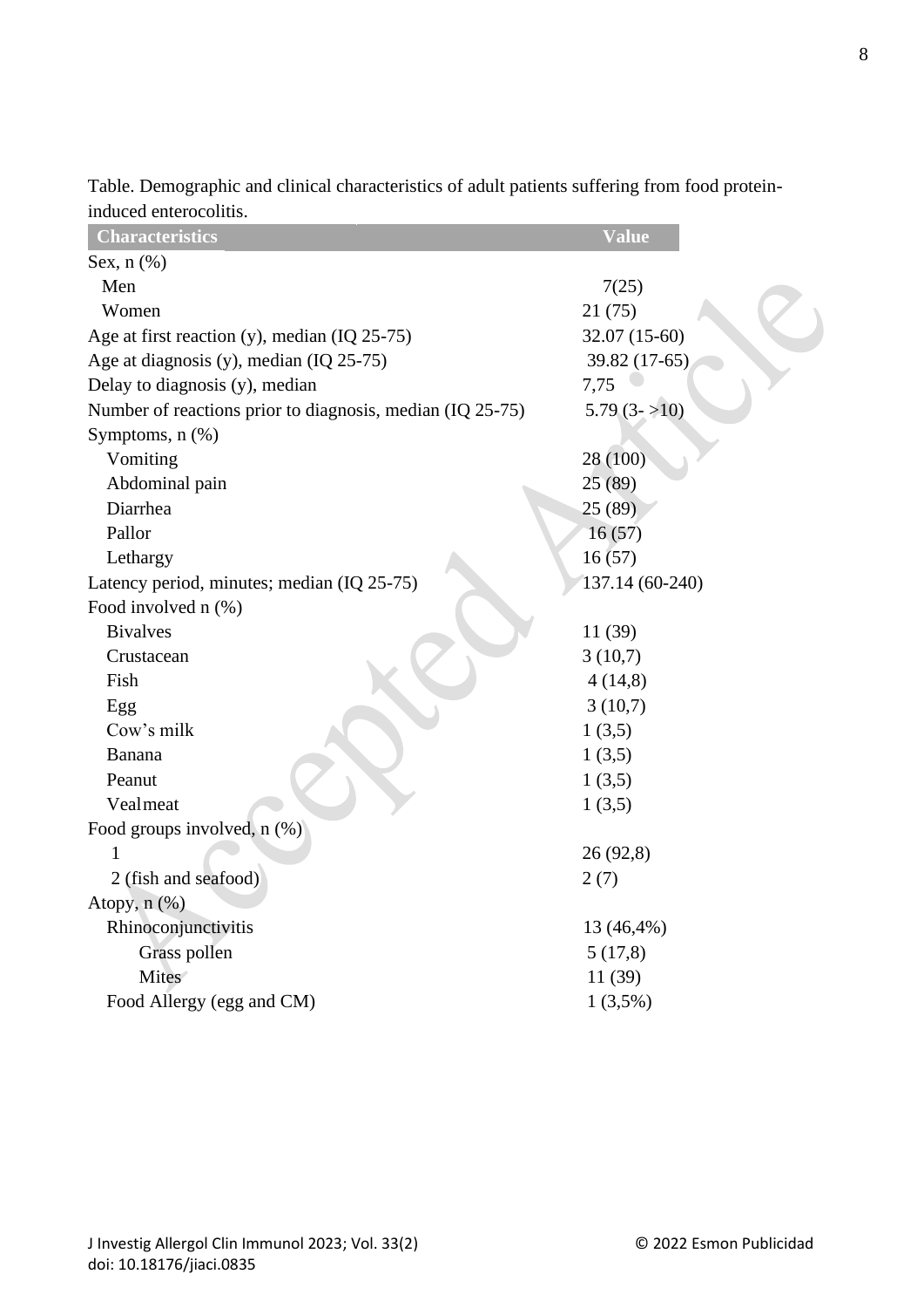Table. Demographic and clinical characteristics of adult patients suffering from food protein-induced enterocolitis.

| Characteristics | Value |
|---|---|
| Sex, n (%) | |
| Men | 7(25) |
| Women | 21 (75) |
| Age at first reaction (y), median (IQ 25-75) | 32.07 (15-60) |
| Age at diagnosis (y), median (IQ 25-75) | 39.82 (17-65) |
| Delay to diagnosis (y), median | 7,75 |
| Number of reactions prior to diagnosis, median (IQ 25-75) | 5.79 (3- >10) |
| Symptoms, n (%) | |
| Vomiting | 28 (100) |
| Abdominal pain | 25 (89) |
| Diarrhea | 25 (89) |
| Pallor | 16 (57) |
| Lethargy | 16 (57) |
| Latency period, minutes; median (IQ 25-75) | 137.14 (60-240) |
| Food involved n (%) | |
| Bivalves | 11 (39) |
| Crustacean | 3 (10,7) |
| Fish | 4 (14,8) |
| Egg | 3 (10,7) |
| Cow's milk | 1 (3,5) |
| Banana | 1 (3,5) |
| Peanut | 1 (3,5) |
| Vealmeat | 1 (3,5) |
| Food groups involved, n (%) | |
| 1 | 26 (92,8) |
| 2 (fish and seafood) | 2 (7) |
| Atopy, n (%) | |
| Rhinoconjunctivitis | 13 (46,4%) |
| Grass pollen | 5 (17,8) |
| Mites | 11 (39) |
| Food Allergy (egg and CM) | 1 (3,5%) |